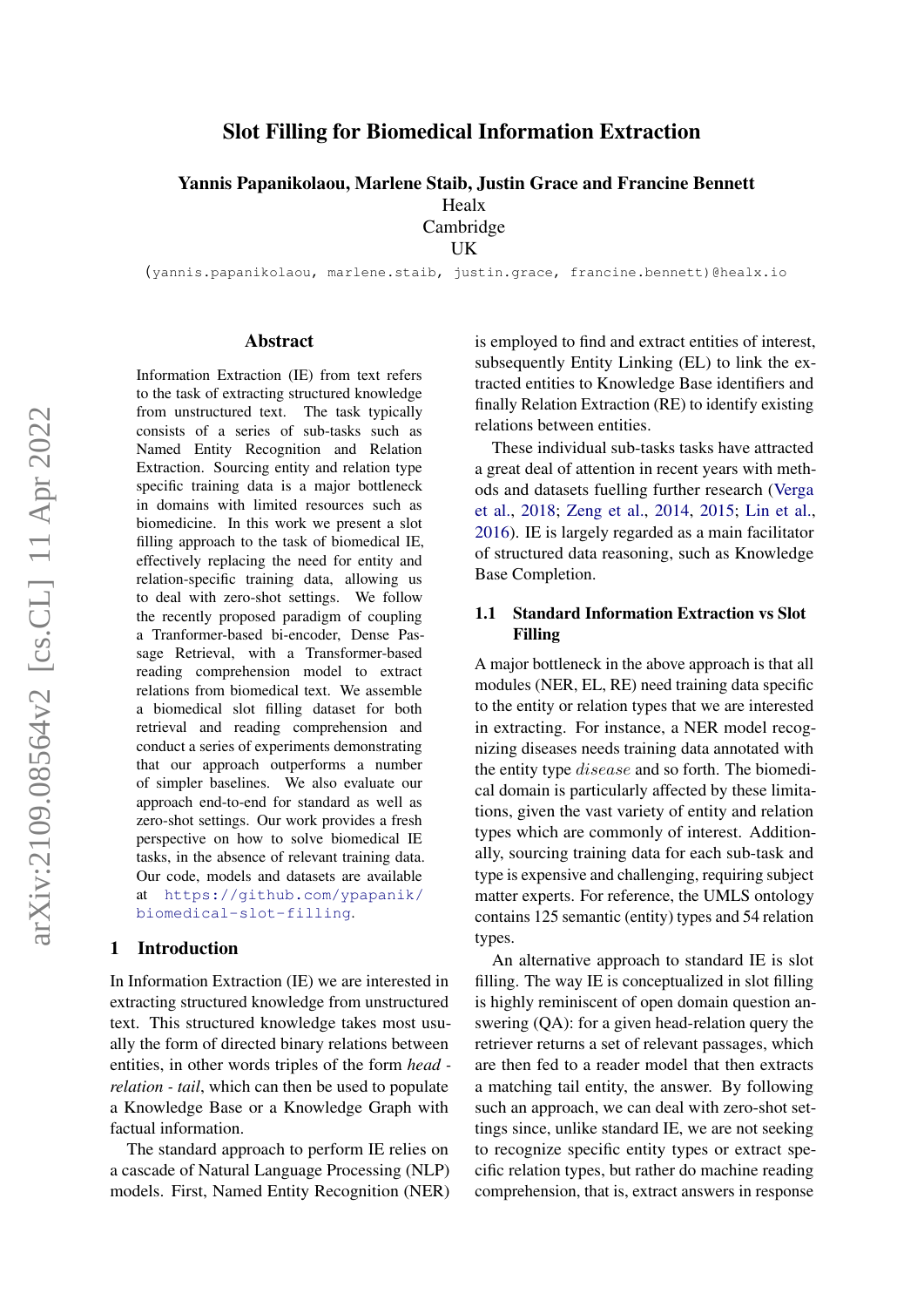# Slot Filling for Biomedical Information Extraction

**Yannis Papanikolaou, Marlene Staib, Justin Grace and Francine Bennett**
Healx
Cambridge
UK

(yannis.papanikolaou, marlene.staib, justin.grace, francine.bennett)@healx.io

## Abstract

Information Extraction (IE) from text refers to the task of extracting structured knowledge from unstructured text. The task typically consists of a series of sub-tasks such as Named Entity Recognition and Relation Extraction. Sourcing entity and relation type specific training data is a major bottleneck in domains with limited resources such as biomedicine. In this work we present a slot filling approach to the task of biomedical IE, effectively replacing the need for entity and relation-specific training data, allowing us to deal with zero-shot settings. We follow the recently proposed paradigm of coupling a Tranformer-based bi-encoder, Dense Passage Retrieval, with a Transformer-based reading comprehension model to extract relations from biomedical text. We assemble a biomedical slot filling dataset for both retrieval and reading comprehension and conduct a series of experiments demonstrating that our approach outperforms a number of simpler baselines. We also evaluate our approach end-to-end for standard as well as zero-shot settings. Our work provides a fresh perspective on how to solve biomedical IE tasks, in the absence of relevant training data. Our code, models and datasets are available at https://github.com/ypapanik/biomedical-slot-filling.

## 1 Introduction

In Information Extraction (IE) we are interested in extracting structured knowledge from unstructured text. This structured knowledge takes most usually the form of directed binary relations between entities, in other words triples of the form *head - relation - tail*, which can then be used to populate a Knowledge Base or a Knowledge Graph with factual information.

The standard approach to perform IE relies on a cascade of Natural Language Processing (NLP) models. First, Named Entity Recognition (NER) is employed to find and extract entities of interest, subsequently Entity Linking (EL) to link the extracted entities to Knowledge Base identifiers and finally Relation Extraction (RE) to identify existing relations between entities.

These individual sub-tasks tasks have attracted a great deal of attention in recent years with methods and datasets fuelling further research (Verga et al., 2018; Zeng et al., 2014, 2015; Lin et al., 2016). IE is largely regarded as a main facilitator of structured data reasoning, such as Knowledge Base Completion.

### 1.1 Standard Information Extraction vs Slot Filling

A major bottleneck in the above approach is that all modules (NER, EL, RE) need training data specific to the entity or relation types that we are interested in extracting. For instance, a NER model recognizing diseases needs training data annotated with the entity type $disease$ and so forth. The biomedical domain is particularly affected by these limitations, given the vast variety of entity and relation types which are commonly of interest. Additionally, sourcing training data for each sub-task and type is expensive and challenging, requiring subject matter experts. For reference, the UMLS ontology contains 125 semantic (entity) types and 54 relation types.

An alternative approach to standard IE is slot filling. The way IE is conceptualized in slot filling is highly reminiscent of open domain question answering (QA): for a given head-relation query the retriever returns a set of relevant passages, which are then fed to a reader model that then extracts a matching tail entity, the answer. By following such an approach, we can deal with zero-shot settings since, unlike standard IE, we are not seeking to recognize specific entity types or extract specific relation types, but rather do machine reading comprehension, that is, extract answers in response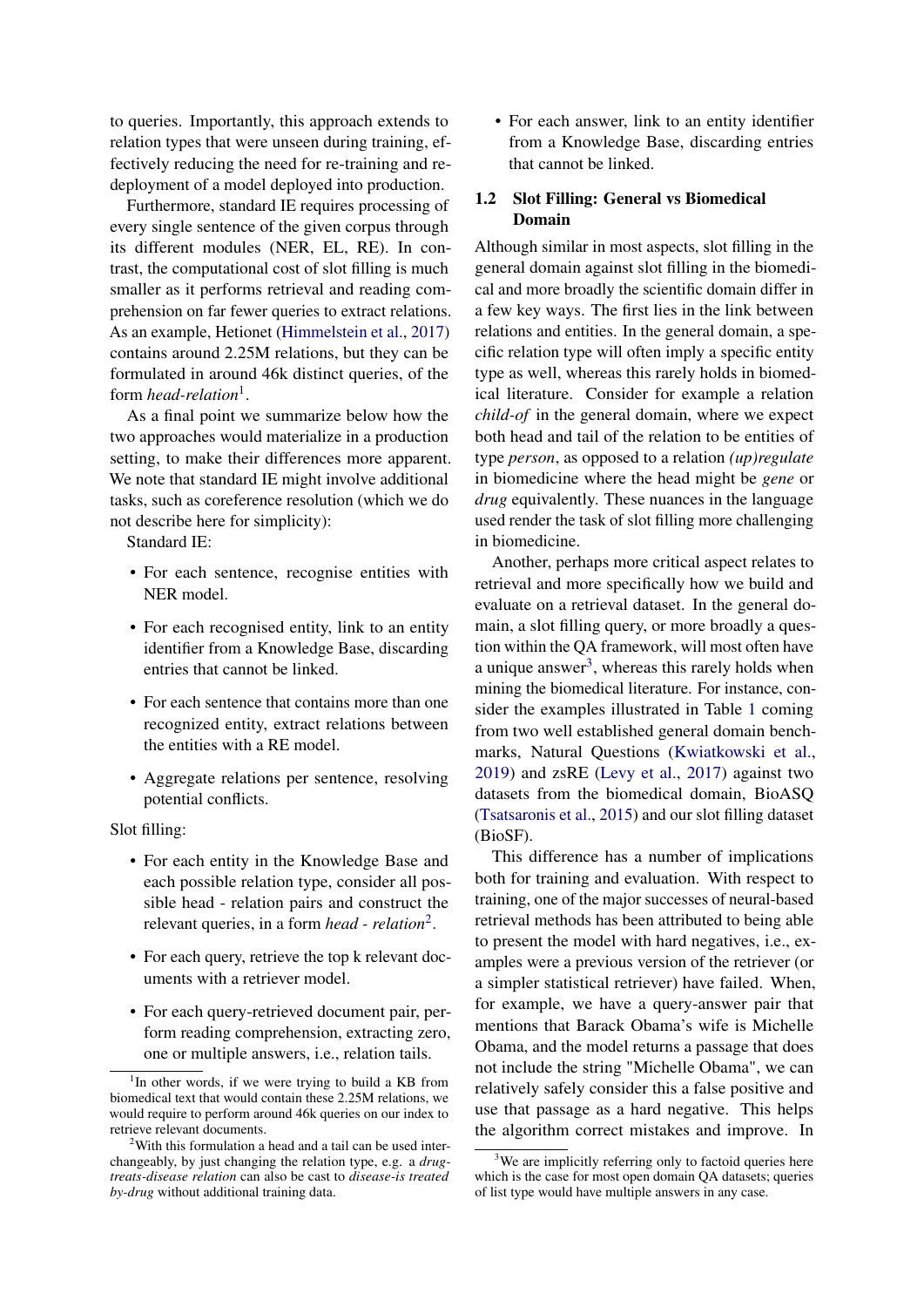to queries. Importantly, this approach extends to relation types that were unseen during training, effectively reducing the need for re-training and re-deployment of a model deployed into production.

Furthermore, standard IE requires processing of every single sentence of the given corpus through its different modules (NER, EL, RE). In contrast, the computational cost of slot filling is much smaller as it performs retrieval and reading comprehension on far fewer queries to extract relations. As an example, Hetionet (Himmelstein et al., 2017) contains around 2.25M relations, but they can be formulated in around 46k distinct queries, of the form *head-relation*[1].

As a final point we summarize below how the two approaches would materialize in a production setting, to make their differences more apparent. We note that standard IE might involve additional tasks, such as coreference resolution (which we do not describe here for simplicity):

Standard IE:

- For each sentence, recognise entities with NER model.
- For each recognised entity, link to an entity identifier from a Knowledge Base, discarding entries that cannot be linked.
- For each sentence that contains more than one recognized entity, extract relations between the entities with a RE model.
- Aggregate relations per sentence, resolving potential conflicts.

Slot filling:

- For each entity in the Knowledge Base and each possible relation type, consider all possible head - relation pairs and construct the relevant queries, in a form *head - relation*[2].
- For each query, retrieve the top k relevant documents with a retriever model.
- For each query-retrieved document pair, perform reading comprehension, extracting zero, one or multiple answers, i.e., relation tails.
- For each answer, link to an entity identifier from a Knowledge Base, discarding entries that cannot be linked.

### 1.2 Slot Filling: General vs Biomedical Domain

Although similar in most aspects, slot filling in the general domain against slot filling in the biomedical and more broadly the scientific domain differ in a few key ways. The first lies in the link between relations and entities. In the general domain, a specific relation type will often imply a specific entity type as well, whereas this rarely holds in biomedical literature. Consider for example a relation *child-of* in the general domain, where we expect both head and tail of the relation to be entities of type *person*, as opposed to a relation *(up)regulate* in biomedicine where the head might be *gene* or *drug* equivalently. These nuances in the language used render the task of slot filling more challenging in biomedicine.

Another, perhaps more critical aspect relates to retrieval and more specifically how we build and evaluate on a retrieval dataset. In the general domain, a slot filling query, or more broadly a question within the QA framework, will most often have a unique answer[3], whereas this rarely holds when mining the biomedical literature. For instance, consider the examples illustrated in Table 1 coming from two well established general domain benchmarks, Natural Questions (Kwiatkowski et al., 2019) and zsRE (Levy et al., 2017) against two datasets from the biomedical domain, BioASQ (Tsatsaronis et al., 2015) and our slot filling dataset (BioSF).

This difference has a number of implications both for training and evaluation. With respect to training, one of the major successes of neural-based retrieval methods has been attributed to being able to present the model with hard negatives, i.e., examples were a previous version of the retriever (or a simpler statistical retriever) have failed. When, for example, we have a query-answer pair that mentions that Barack Obama's wife is Michelle Obama, and the model returns a passage that does not include the string "Michelle Obama", we can relatively safely consider this a false positive and use that passage as a hard negative. This helps the algorithm correct mistakes and improve. In

[1] In other words, if we were trying to build a KB from biomedical text that would contain these 2.25M relations, we would require to perform around 46k queries on our index to retrieve relevant documents.

[2] With this formulation a head and a tail can be used interchangeably, by just changing the relation type, e.g. a *drug-treats-disease relation* can also be cast to *disease-is treated by-drug* without additional training data.

[3] We are implicitly referring only to factoid queries here which is the case for most open domain QA datasets; queries of list type would have multiple answers in any case.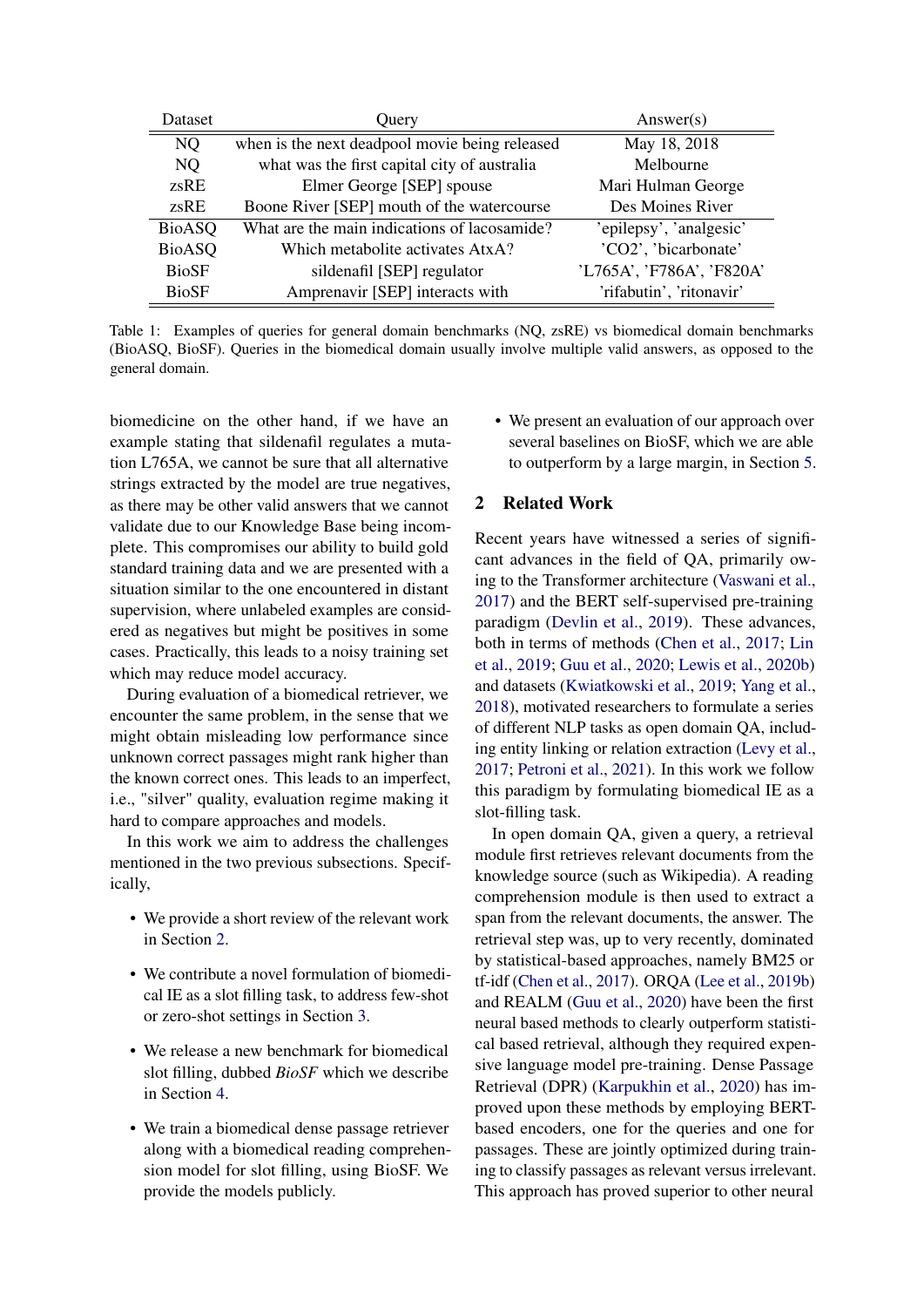| Dataset | Query | Answer(s) |
|---|---|---|
| NQ | when is the next deadpool movie being released | May 18, 2018 |
| NQ | what was the first capital city of australia | Melbourne |
| zsRE | Elmer George [SEP] spouse | Mari Hulman George |
| zsRE | Boone River [SEP] mouth of the watercourse | Des Moines River |
| BioASQ | What are the main indications of lacosamide? | 'epilepsy', 'analgesic' |
| BioASQ | Which metabolite activates AtxA? | 'CO2', 'bicarbonate' |
| BioSF | sildenafil [SEP] regulator | 'L765A', 'F786A', 'F820A' |
| BioSF | Amprenavir [SEP] interacts with | 'rifabutin', 'ritonavir' |

Table 1: Examples of queries for general domain benchmarks (NQ, zsRE) vs biomedical domain benchmarks (BioASQ, BioSF). Queries in the biomedical domain usually involve multiple valid answers, as opposed to the general domain.

biomedicine on the other hand, if we have an example stating that sildenafil regulates a mutation L765A, we cannot be sure that all alternative strings extracted by the model are true negatives, as there may be other valid answers that we cannot validate due to our Knowledge Base being incomplete. This compromises our ability to build gold standard training data and we are presented with a situation similar to the one encountered in distant supervision, where unlabeled examples are considered as negatives but might be positives in some cases. Practically, this leads to a noisy training set which may reduce model accuracy.

During evaluation of a biomedical retriever, we encounter the same problem, in the sense that we might obtain misleading low performance since unknown correct passages might rank higher than the known correct ones. This leads to an imperfect, i.e., "silver" quality, evaluation regime making it hard to compare approaches and models.

In this work we aim to address the challenges mentioned in the two previous subsections. Specifically,

- We provide a short review of the relevant work in Section 2.
- We contribute a novel formulation of biomedical IE as a slot filling task, to address few-shot or zero-shot settings in Section 3.
- We release a new benchmark for biomedical slot filling, dubbed *BioSF* which we describe in Section 4.
- We train a biomedical dense passage retriever along with a biomedical reading comprehension model for slot filling, using BioSF. We provide the models publicly.
- We present an evaluation of our approach over several baselines on BioSF, which we are able to outperform by a large margin, in Section 5.

## 2 Related Work

Recent years have witnessed a series of significant advances in the field of QA, primarily owing to the Transformer architecture (Vaswani et al., 2017) and the BERT self-supervised pre-training paradigm (Devlin et al., 2019). These advances, both in terms of methods (Chen et al., 2017; Lin et al., 2019; Guu et al., 2020; Lewis et al., 2020b) and datasets (Kwiatkowski et al., 2019; Yang et al., 2018), motivated researchers to formulate a series of different NLP tasks as open domain QA, including entity linking or relation extraction (Levy et al., 2017; Petroni et al., 2021). In this work we follow this paradigm by formulating biomedical IE as a slot-filling task.

In open domain QA, given a query, a retrieval module first retrieves relevant documents from the knowledge source (such as Wikipedia). A reading comprehension module is then used to extract a span from the relevant documents, the answer. The retrieval step was, up to very recently, dominated by statistical-based approaches, namely BM25 or tf-idf (Chen et al., 2017). ORQA (Lee et al., 2019b) and REALM (Guu et al., 2020) have been the first neural based methods to clearly outperform statistical based retrieval, although they required expensive language model pre-training. Dense Passage Retrieval (DPR) (Karpukhin et al., 2020) has improved upon these methods by employing BERT-based encoders, one for the queries and one for passages. These are jointly optimized during training to classify passages as relevant versus irrelevant. This approach has proved superior to other neural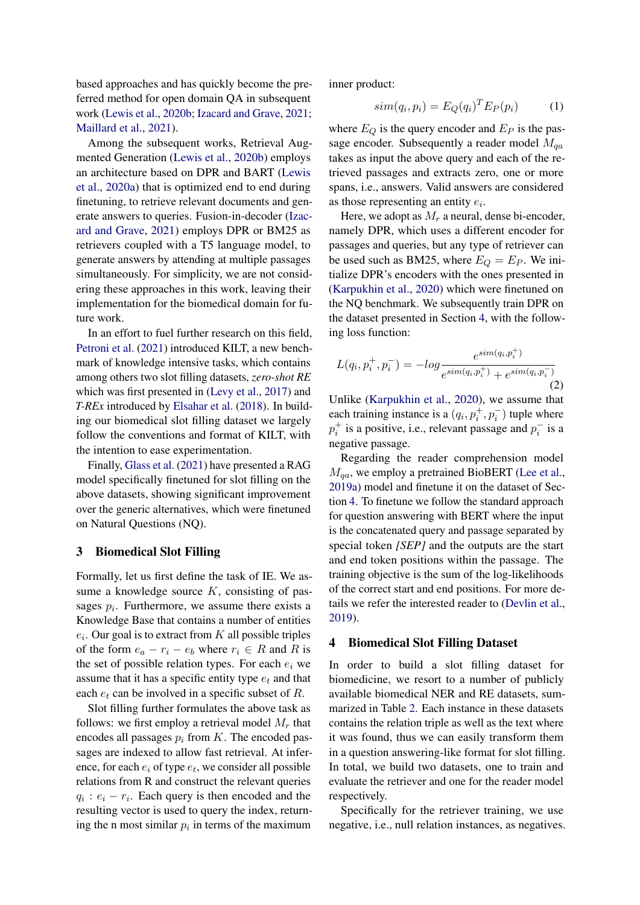based approaches and has quickly become the preferred method for open domain QA in subsequent work (Lewis et al., 2020b; Izacard and Grave, 2021; Maillard et al., 2021).

Among the subsequent works, Retrieval Augmented Generation (Lewis et al., 2020b) employs an architecture based on DPR and BART (Lewis et al., 2020a) that is optimized end to end during finetuning, to retrieve relevant documents and generate answers to queries. Fusion-in-decoder (Izacard and Grave, 2021) employs DPR or BM25 as retrievers coupled with a T5 language model, to generate answers by attending at multiple passages simultaneously. For simplicity, we are not considering these approaches in this work, leaving their implementation for the biomedical domain for future work.

In an effort to fuel further research on this field, Petroni et al. (2021) introduced KILT, a new benchmark of knowledge intensive tasks, which contains among others two slot filling datasets, *zero-shot RE* which was first presented in (Levy et al., 2017) and *T-REx* introduced by Elsahar et al. (2018). In building our biomedical slot filling dataset we largely follow the conventions and format of KILT, with the intention to ease experimentation.

Finally, Glass et al. (2021) have presented a RAG model specifically finetuned for slot filling on the above datasets, showing significant improvement over the generic alternatives, which were finetuned on Natural Questions (NQ).

## 3 Biomedical Slot Filling

Formally, let us first define the task of IE. We assume a knowledge source $K$, consisting of passages $p_i$. Furthermore, we assume there exists a Knowledge Base that contains a number of entities $e_i$. Our goal is to extract from $K$ all possible triples of the form $e_a - r_i - e_b$ where $r_i \in R$ and $R$ is the set of possible relation types. For each $e_i$ we assume that it has a specific entity type $e_t$ and that each $e_t$ can be involved in a specific subset of $R$.

Slot filling further formulates the above task as follows: we first employ a retrieval model $M_r$ that encodes all passages $p_i$ from $K$. The encoded passages are indexed to allow fast retrieval. At inference, for each $e_i$ of type $e_t$, we consider all possible relations from R and construct the relevant queries $q_i : e_i - r_i$. Each query is then encoded and the resulting vector is used to query the index, returning the n most similar $p_i$ in terms of the maximum inner product:

$$sim(q_i, p_i) = E_Q(q_i)^T E_P(p_i) \tag{1}$$

where $E_Q$ is the query encoder and $E_P$ is the passage encoder. Subsequently a reader model $M_{qa}$ takes as input the above query and each of the retrieved passages and extracts zero, one or more spans, i.e., answers. Valid answers are considered as those representing an entity $e_i$.

Here, we adopt as $M_r$ a neural, dense bi-encoder, namely DPR, which uses a different encoder for passages and queries, but any type of retriever can be used such as BM25, where $E_Q = E_P$. We initialize DPR's encoders with the ones presented in (Karpukhin et al., 2020) which were finetuned on the NQ benchmark. We subsequently train DPR on the dataset presented in Section 4, with the following loss function:

$$L(q_i, p_i^+, p_i^-) = -log \frac{e^{sim(q_i, p_i^+)}}{e^{sim(q_i, p_i^+)} + e^{sim(q_i, p_i^-)}} \tag{2}$$

Unlike (Karpukhin et al., 2020), we assume that each training instance is a $(q_i, p_i^+, p_i^-)$ tuple where $p_i^+$ is a positive, i.e., relevant passage and $p_i^-$ is a negative passage.

Regarding the reader comprehension model $M_{qa}$, we employ a pretrained BioBERT (Lee et al., 2019a) model and finetune it on the dataset of Section 4. To finetune we follow the standard approach for question answering with BERT where the input is the concatenated query and passage separated by special token *[SEP]* and the outputs are the start and end token positions within the passage. The training objective is the sum of the log-likelihoods of the correct start and end positions. For more details we refer the interested reader to (Devlin et al., 2019).

## 4 Biomedical Slot Filling Dataset

In order to build a slot filling dataset for biomedicine, we resort to a number of publicly available biomedical NER and RE datasets, summarized in Table 2. Each instance in these datasets contains the relation triple as well as the text where it was found, thus we can easily transform them in a question answering-like format for slot filling. In total, we build two datasets, one to train and evaluate the retriever and one for the reader model respectively.

Specifically for the retriever training, we use negative, i.e., null relation instances, as negatives.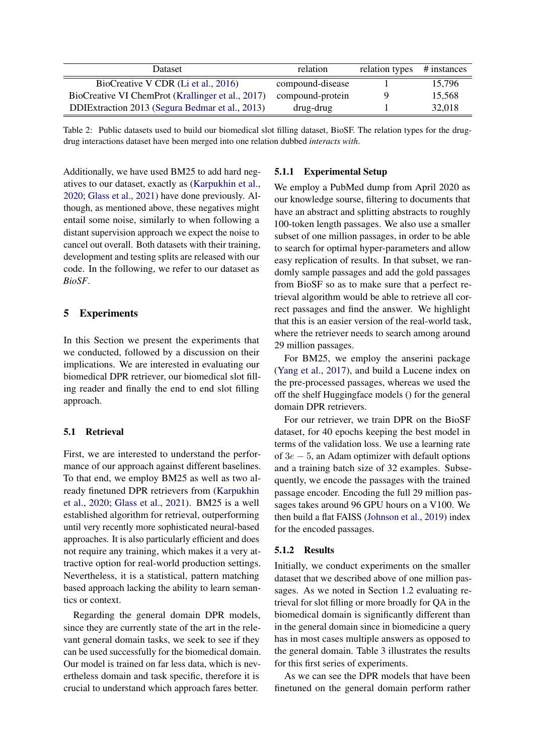| Dataset | relation | relation types | # instances |
|---|---|---|---|
| BioCreative V CDR (Li et al., 2016) | compound-disease | 1 | 15,796 |
| BioCreative VI ChemProt (Krallinger et al., 2017) | compound-protein | 9 | 15,568 |
| DDIExtraction 2013 (Segura Bedmar et al., 2013) | drug-drug | 1 | 32,018 |

Table 2: Public datasets used to build our biomedical slot filling dataset, BioSF. The relation types for the drug-drug interactions dataset have been merged into one relation dubbed *interacts with*.

Additionally, we have used BM25 to add hard negatives to our dataset, exactly as (Karpukhin et al., 2020; Glass et al., 2021) have done previously. Although, as mentioned above, these negatives might entail some noise, similarly to when following a distant supervision approach we expect the noise to cancel out overall. Both datasets with their training, development and testing splits are released with our code. In the following, we refer to our dataset as *BioSF*.

# 5 Experiments

In this Section we present the experiments that we conducted, followed by a discussion on their implications. We are interested in evaluating our biomedical DPR retriever, our biomedical slot filling reader and finally the end to end slot filling approach.

## 5.1 Retrieval

First, we are interested to understand the performance of our approach against different baselines. To that end, we employ BM25 as well as two already finetuned DPR retrievers from (Karpukhin et al., 2020; Glass et al., 2021). BM25 is a well established algorithm for retrieval, outperforming until very recently more sophisticated neural-based approaches. It is also particularly efficient and does not require any training, which makes it a very attractive option for real-world production settings. Nevertheless, it is a statistical, pattern matching based approach lacking the ability to learn semantics or context.

Regarding the general domain DPR models, since they are currently state of the art in the relevant general domain tasks, we seek to see if they can be used successfully for the biomedical domain. Our model is trained on far less data, which is nevertheless domain and task specific, therefore it is crucial to understand which approach fares better.

### 5.1.1 Experimental Setup

We employ a PubMed dump from April 2020 as our knowledge sourse, filtering to documents that have an abstract and splitting abstracts to roughly 100-token length passages. We also use a smaller subset of one million passages, in order to be able to search for optimal hyper-parameters and allow easy replication of results. In that subset, we randomly sample passages and add the gold passages from BioSF so as to make sure that a perfect retrieval algorithm would be able to retrieve all correct passages and find the answer. We highlight that this is an easier version of the real-world task, where the retriever needs to search among around 29 million passages.

For BM25, we employ the anserini package (Yang et al., 2017), and build a Lucene index on the pre-processed passages, whereas we used the off the shelf Huggingface models () for the general domain DPR retrievers.

For our retriever, we train DPR on the BioSF dataset, for 40 epochs keeping the best model in terms of the validation loss. We use a learning rate of $3e-5$, an Adam optimizer with default options and a training batch size of 32 examples. Subsequently, we encode the passages with the trained passage encoder. Encoding the full 29 million passages takes around 96 GPU hours on a V100. We then build a flat FAISS (Johnson et al., 2019) index for the encoded passages.

### 5.1.2 Results

Initially, we conduct experiments on the smaller dataset that we described above of one million passages. As we noted in Section 1.2 evaluating retrieval for slot filling or more broadly for QA in the biomedical domain is significantly different than in the general domain since in biomedicine a query has in most cases multiple answers as opposed to the general domain. Table 3 illustrates the results for this first series of experiments.

As we can see the DPR models that have been finetuned on the general domain perform rather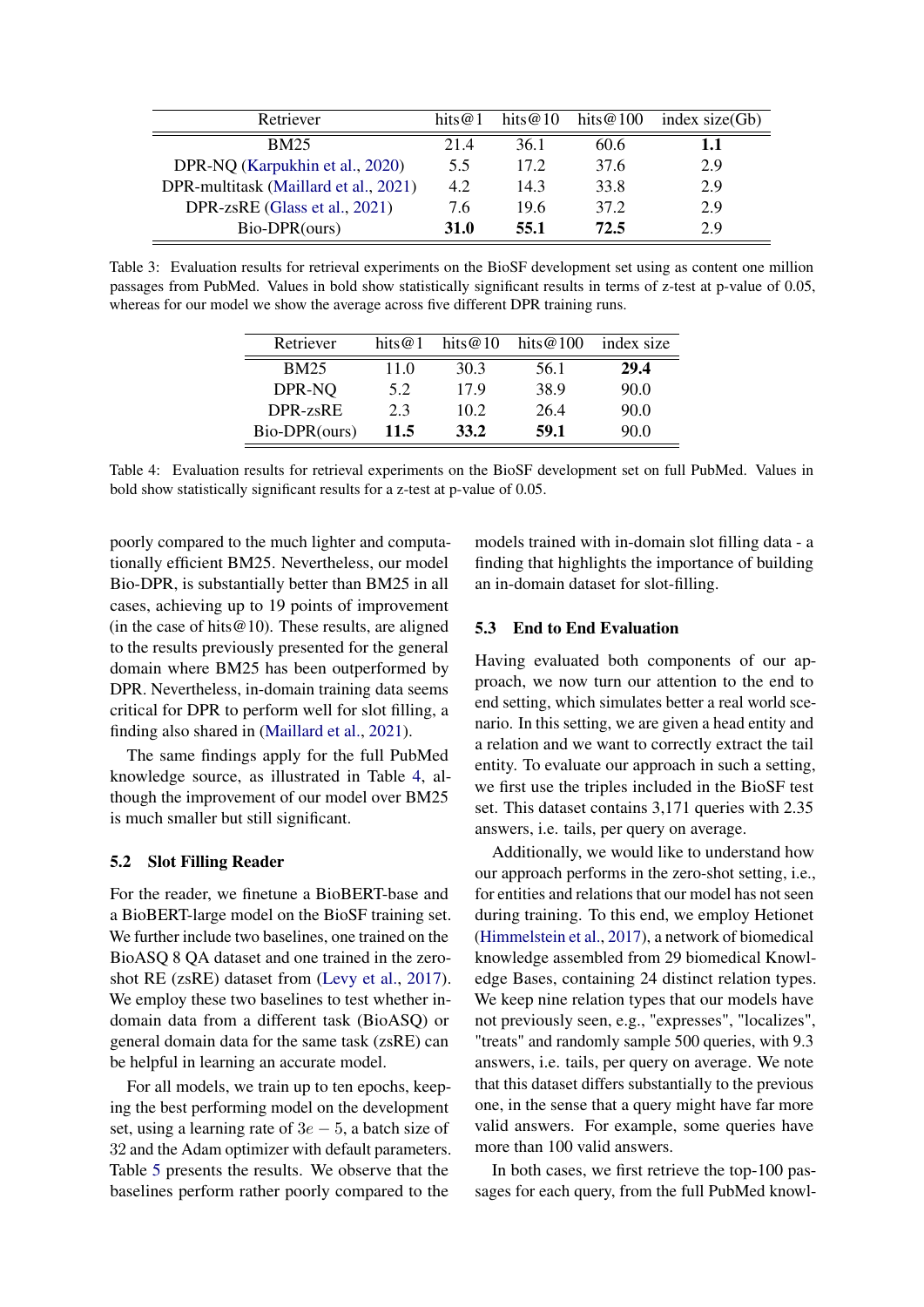| Retriever | hits@1 | hits@10 | hits@100 | index size(Gb) |
|---|---|---|---|---|
| BM25 | 21.4 | 36.1 | 60.6 | **1.1** |
| DPR-NQ (Karpukhin et al., 2020) | 5.5 | 17.2 | 37.6 | 2.9 |
| DPR-multitask (Maillard et al., 2021) | 4.2 | 14.3 | 33.8 | 2.9 |
| DPR-zsRE (Glass et al., 2021) | 7.6 | 19.6 | 37.2 | 2.9 |
| Bio-DPR(ours) | **31.0** | **55.1** | **72.5** | 2.9 |

Table 3: Evaluation results for retrieval experiments on the BioSF development set using as content one million passages from PubMed. Values in bold show statistically significant results in terms of z-test at p-value of 0.05, whereas for our model we show the average across five different DPR training runs.

| Retriever | hits@1 | hits@10 | hits@100 | index size |
|---|---|---|---|---|
| BM25 | 11.0 | 30.3 | 56.1 | **29.4** |
| DPR-NQ | 5.2 | 17.9 | 38.9 | 90.0 |
| DPR-zsRE | 2.3 | 10.2 | 26.4 | 90.0 |
| Bio-DPR(ours) | **11.5** | **33.2** | **59.1** | 90.0 |

Table 4: Evaluation results for retrieval experiments on the BioSF development set on full PubMed. Values in bold show statistically significant results for a z-test at p-value of 0.05.

poorly compared to the much lighter and computationally efficient BM25. Nevertheless, our model Bio-DPR, is substantially better than BM25 in all cases, achieving up to 19 points of improvement (in the case of hits@10). These results, are aligned to the results previously presented for the general domain where BM25 has been outperformed by DPR. Nevertheless, in-domain training data seems critical for DPR to perform well for slot filling, a finding also shared in (Maillard et al., 2021).

The same findings apply for the full PubMed knowledge source, as illustrated in Table 4, although the improvement of our model over BM25 is much smaller but still significant.

### 5.2 Slot Filling Reader

For the reader, we finetune a BioBERT-base and a BioBERT-large model on the BioSF training set. We further include two baselines, one trained on the BioASQ 8 QA dataset and one trained in the zero-shot RE (zsRE) dataset from (Levy et al., 2017). We employ these two baselines to test whether in-domain data from a different task (BioASQ) or general domain data for the same task (zsRE) can be helpful in learning an accurate model.

For all models, we train up to ten epochs, keeping the best performing model on the development set, using a learning rate of $3e-5$, a batch size of 32 and the Adam optimizer with default parameters. Table 5 presents the results. We observe that the baselines perform rather poorly compared to the models trained with in-domain slot filling data - a finding that highlights the importance of building an in-domain dataset for slot-filling.

### 5.3 End to End Evaluation

Having evaluated both components of our approach, we now turn our attention to the end to end setting, which simulates better a real world scenario. In this setting, we are given a head entity and a relation and we want to correctly extract the tail entity. To evaluate our approach in such a setting, we first use the triples included in the BioSF test set. This dataset contains 3,171 queries with 2.35 answers, i.e. tails, per query on average.

Additionally, we would like to understand how our approach performs in the zero-shot setting, i.e., for entities and relations that our model has not seen during training. To this end, we employ Hetionet (Himmelstein et al., 2017), a network of biomedical knowledge assembled from 29 biomedical Knowledge Bases, containing 24 distinct relation types. We keep nine relation types that our models have not previously seen, e.g., "expresses", "localizes", "treats" and randomly sample 500 queries, with 9.3 answers, i.e. tails, per query on average. We note that this dataset differs substantially to the previous one, in the sense that a query might have far more valid answers. For example, some queries have more than 100 valid answers.

In both cases, we first retrieve the top-100 passages for each query, from the full PubMed knowl-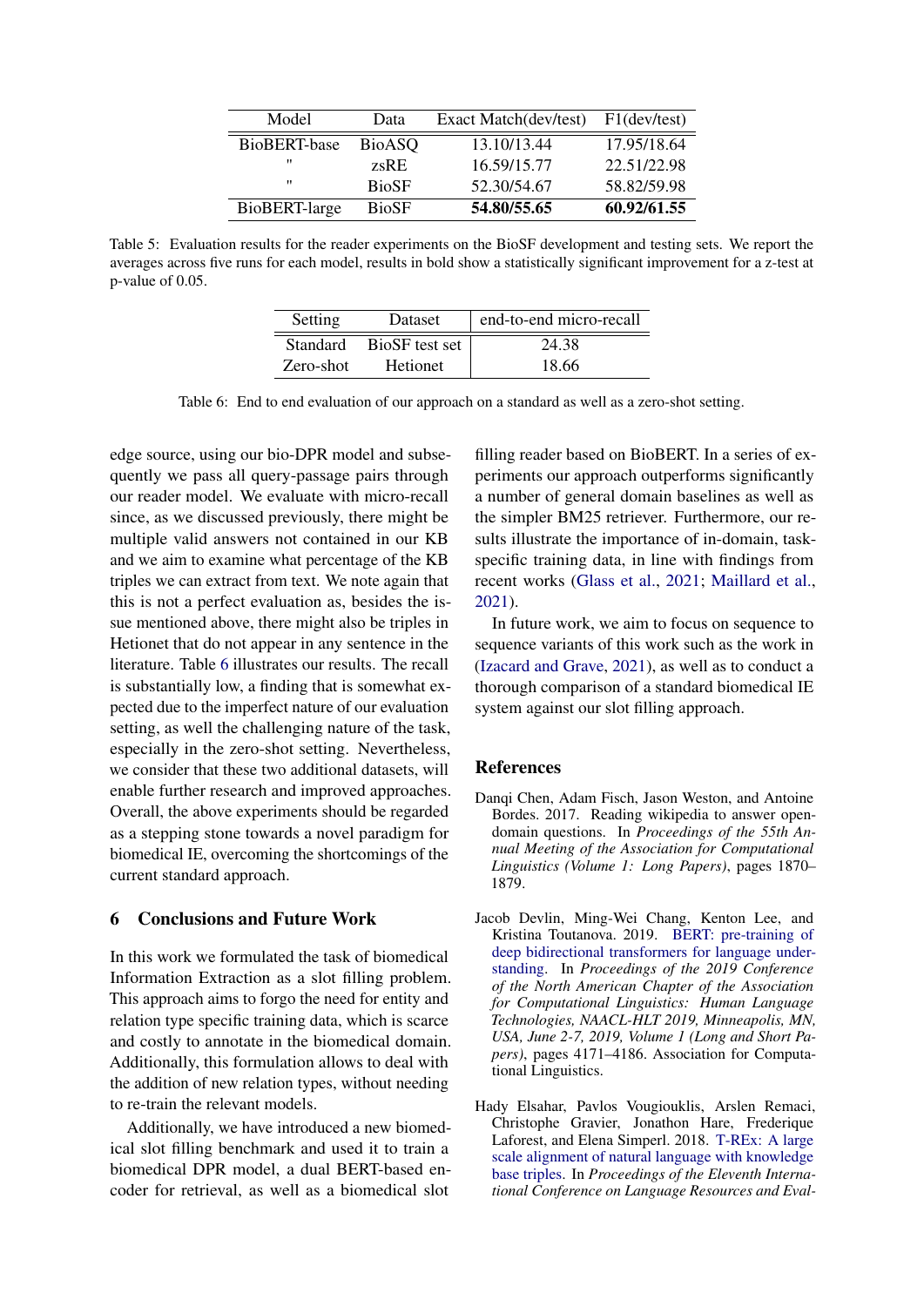| Model | Data | Exact Match(dev/test) | F1(dev/test) |
|---|---|---|---|
| BioBERT-base | BioASQ | 13.10/13.44 | 17.95/18.64 |
| " | zsRE | 16.59/15.77 | 22.51/22.98 |
| " | BioSF | 52.30/54.67 | 58.82/59.98 |
| BioBERT-large | BioSF | **54.80/55.65** | **60.92/61.55** |

Table 5: Evaluation results for the reader experiments on the BioSF development and testing sets. We report the averages across five runs for each model, results in bold show a statistically significant improvement for a z-test at p-value of 0.05.

| Setting | Dataset | end-to-end micro-recall |
|---|---|---|
| Standard | BioSF test set | 24.38 |
| Zero-shot | Hetionet | 18.66 |

Table 6: End to end evaluation of our approach on a standard as well as a zero-shot setting.

edge source, using our bio-DPR model and subsequently we pass all query-passage pairs through our reader model. We evaluate with micro-recall since, as we discussed previously, there might be multiple valid answers not contained in our KB and we aim to examine what percentage of the KB triples we can extract from text. We note again that this is not a perfect evaluation as, besides the issue mentioned above, there might also be triples in Hetionet that do not appear in any sentence in the literature. Table 6 illustrates our results. The recall is substantially low, a finding that is somewhat expected due to the imperfect nature of our evaluation setting, as well the challenging nature of the task, especially in the zero-shot setting. Nevertheless, we consider that these two additional datasets, will enable further research and improved approaches. Overall, the above experiments should be regarded as a stepping stone towards a novel paradigm for biomedical IE, overcoming the shortcomings of the current standard approach.

## 6 Conclusions and Future Work

In this work we formulated the task of biomedical Information Extraction as a slot filling problem. This approach aims to forgo the need for entity and relation type specific training data, which is scarce and costly to annotate in the biomedical domain. Additionally, this formulation allows to deal with the addition of new relation types, without needing to re-train the relevant models.

Additionally, we have introduced a new biomedical slot filling benchmark and used it to train a biomedical DPR model, a dual BERT-based encoder for retrieval, as well as a biomedical slot filling reader based on BioBERT. In a series of experiments our approach outperforms significantly a number of general domain baselines as well as the simpler BM25 retriever. Furthermore, our results illustrate the importance of in-domain, task-specific training data, in line with findings from recent works (Glass et al., 2021; Maillard et al., 2021).

In future work, we aim to focus on sequence to sequence variants of this work such as the work in (Izacard and Grave, 2021), as well as to conduct a thorough comparison of a standard biomedical IE system against our slot filling approach.

## References

Danqi Chen, Adam Fisch, Jason Weston, and Antoine Bordes. 2017. Reading wikipedia to answer open-domain questions. In *Proceedings of the 55th Annual Meeting of the Association for Computational Linguistics (Volume 1: Long Papers)*, pages 1870–1879.

Jacob Devlin, Ming-Wei Chang, Kenton Lee, and Kristina Toutanova. 2019. BERT: pre-training of deep bidirectional transformers for language understanding. In *Proceedings of the 2019 Conference of the North American Chapter of the Association for Computational Linguistics: Human Language Technologies, NAACL-HLT 2019, Minneapolis, MN, USA, June 2-7, 2019, Volume 1 (Long and Short Papers)*, pages 4171–4186. Association for Computational Linguistics.

Hady Elsahar, Pavlos Vougiouklis, Arslen Remaci, Christophe Gravier, Jonathon Hare, Frederique Laforest, and Elena Simperl. 2018. T-REx: A large scale alignment of natural language with knowledge base triples. In *Proceedings of the Eleventh International Conference on Language Resources and Eval-*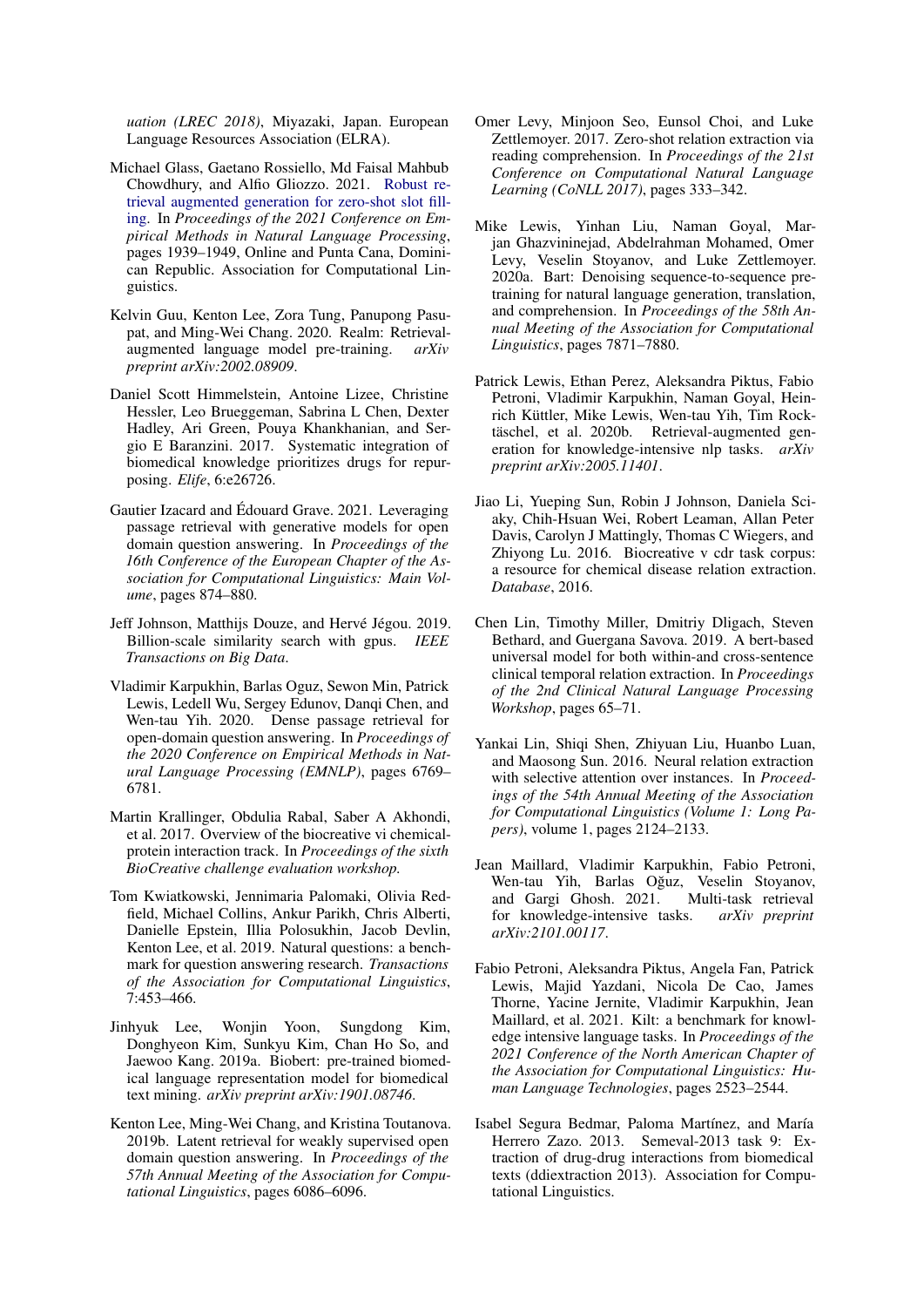*uation (LREC 2018)*, Miyazaki, Japan. European Language Resources Association (ELRA).

Michael Glass, Gaetano Rossiello, Md Faisal Mahbub Chowdhury, and Alfio Gliozzo. 2021. Robust retrieval augmented generation for zero-shot slot filling. In *Proceedings of the 2021 Conference on Empirical Methods in Natural Language Processing*, pages 1939–1949, Online and Punta Cana, Dominican Republic. Association for Computational Linguistics.

Kelvin Guu, Kenton Lee, Zora Tung, Panupong Pasupat, and Ming-Wei Chang. 2020. Realm: Retrieval-augmented language model pre-training. *arXiv preprint arXiv:2002.08909*.

Daniel Scott Himmelstein, Antoine Lizee, Christine Hessler, Leo Brueggeman, Sabrina L Chen, Dexter Hadley, Ari Green, Pouya Khankhanian, and Sergio E Baranzini. 2017. Systematic integration of biomedical knowledge prioritizes drugs for repurposing. *Elife*, 6:e26726.

Gautier Izacard and Édouard Grave. 2021. Leveraging passage retrieval with generative models for open domain question answering. In *Proceedings of the 16th Conference of the European Chapter of the Association for Computational Linguistics: Main Volume*, pages 874–880.

Jeff Johnson, Matthijs Douze, and Hervé Jégou. 2019. Billion-scale similarity search with gpus. *IEEE Transactions on Big Data*.

Vladimir Karpukhin, Barlas Oguz, Sewon Min, Patrick Lewis, Ledell Wu, Sergey Edunov, Danqi Chen, and Wen-tau Yih. 2020. Dense passage retrieval for open-domain question answering. In *Proceedings of the 2020 Conference on Empirical Methods in Natural Language Processing (EMNLP)*, pages 6769–6781.

Martin Krallinger, Obdulia Rabal, Saber A Akhondi, et al. 2017. Overview of the biocreative vi chemical-protein interaction track. In *Proceedings of the sixth BioCreative challenge evaluation workshop*.

Tom Kwiatkowski, Jennimaria Palomaki, Olivia Redfield, Michael Collins, Ankur Parikh, Chris Alberti, Danielle Epstein, Illia Polosukhin, Jacob Devlin, Kenton Lee, et al. 2019. Natural questions: a benchmark for question answering research. *Transactions of the Association for Computational Linguistics*, 7:453–466.

Jinhyuk Lee, Wonjin Yoon, Sungdong Kim, Donghyeon Kim, Sunkyu Kim, Chan Ho So, and Jaewoo Kang. 2019a. Biobert: pre-trained biomedical language representation model for biomedical text mining. *arXiv preprint arXiv:1901.08746*.

Kenton Lee, Ming-Wei Chang, and Kristina Toutanova. 2019b. Latent retrieval for weakly supervised open domain question answering. In *Proceedings of the 57th Annual Meeting of the Association for Computational Linguistics*, pages 6086–6096.

Omer Levy, Minjoon Seo, Eunsol Choi, and Luke Zettlemoyer. 2017. Zero-shot relation extraction via reading comprehension. In *Proceedings of the 21st Conference on Computational Natural Language Learning (CoNLL 2017)*, pages 333–342.

Mike Lewis, Yinhan Liu, Naman Goyal, Marjan Ghazvininejad, Abdelrahman Mohamed, Omer Levy, Veselin Stoyanov, and Luke Zettlemoyer. 2020a. Bart: Denoising sequence-to-sequence pre-training for natural language generation, translation, and comprehension. In *Proceedings of the 58th Annual Meeting of the Association for Computational Linguistics*, pages 7871–7880.

Patrick Lewis, Ethan Perez, Aleksandra Piktus, Fabio Petroni, Vladimir Karpukhin, Naman Goyal, Heinrich Küttler, Mike Lewis, Wen-tau Yih, Tim Rocktäschel, et al. 2020b. Retrieval-augmented generation for knowledge-intensive nlp tasks. *arXiv preprint arXiv:2005.11401*.

Jiao Li, Yueping Sun, Robin J Johnson, Daniela Sciaky, Chih-Hsuan Wei, Robert Leaman, Allan Peter Davis, Carolyn J Mattingly, Thomas C Wiegers, and Zhiyong Lu. 2016. Biocreative v cdr task corpus: a resource for chemical disease relation extraction. *Database*, 2016.

Chen Lin, Timothy Miller, Dmitriy Dligach, Steven Bethard, and Guergana Savova. 2019. A bert-based universal model for both within-and cross-sentence clinical temporal relation extraction. In *Proceedings of the 2nd Clinical Natural Language Processing Workshop*, pages 65–71.

Yankai Lin, Shiqi Shen, Zhiyuan Liu, Huanbo Luan, and Maosong Sun. 2016. Neural relation extraction with selective attention over instances. In *Proceedings of the 54th Annual Meeting of the Association for Computational Linguistics (Volume 1: Long Papers)*, volume 1, pages 2124–2133.

Jean Maillard, Vladimir Karpukhin, Fabio Petroni, Wen-tau Yih, Barlas Oğuz, Veselin Stoyanov, and Gargi Ghosh. 2021. Multi-task retrieval for knowledge-intensive tasks. *arXiv preprint arXiv:2101.00117*.

Fabio Petroni, Aleksandra Piktus, Angela Fan, Patrick Lewis, Majid Yazdani, Nicola De Cao, James Thorne, Yacine Jernite, Vladimir Karpukhin, Jean Maillard, et al. 2021. Kilt: a benchmark for knowledge intensive language tasks. In *Proceedings of the 2021 Conference of the North American Chapter of the Association for Computational Linguistics: Human Language Technologies*, pages 2523–2544.

Isabel Segura Bedmar, Paloma Martínez, and María Herrero Zazo. 2013. Semeval-2013 task 9: Extraction of drug-drug interactions from biomedical texts (ddiextraction 2013). Association for Computational Linguistics.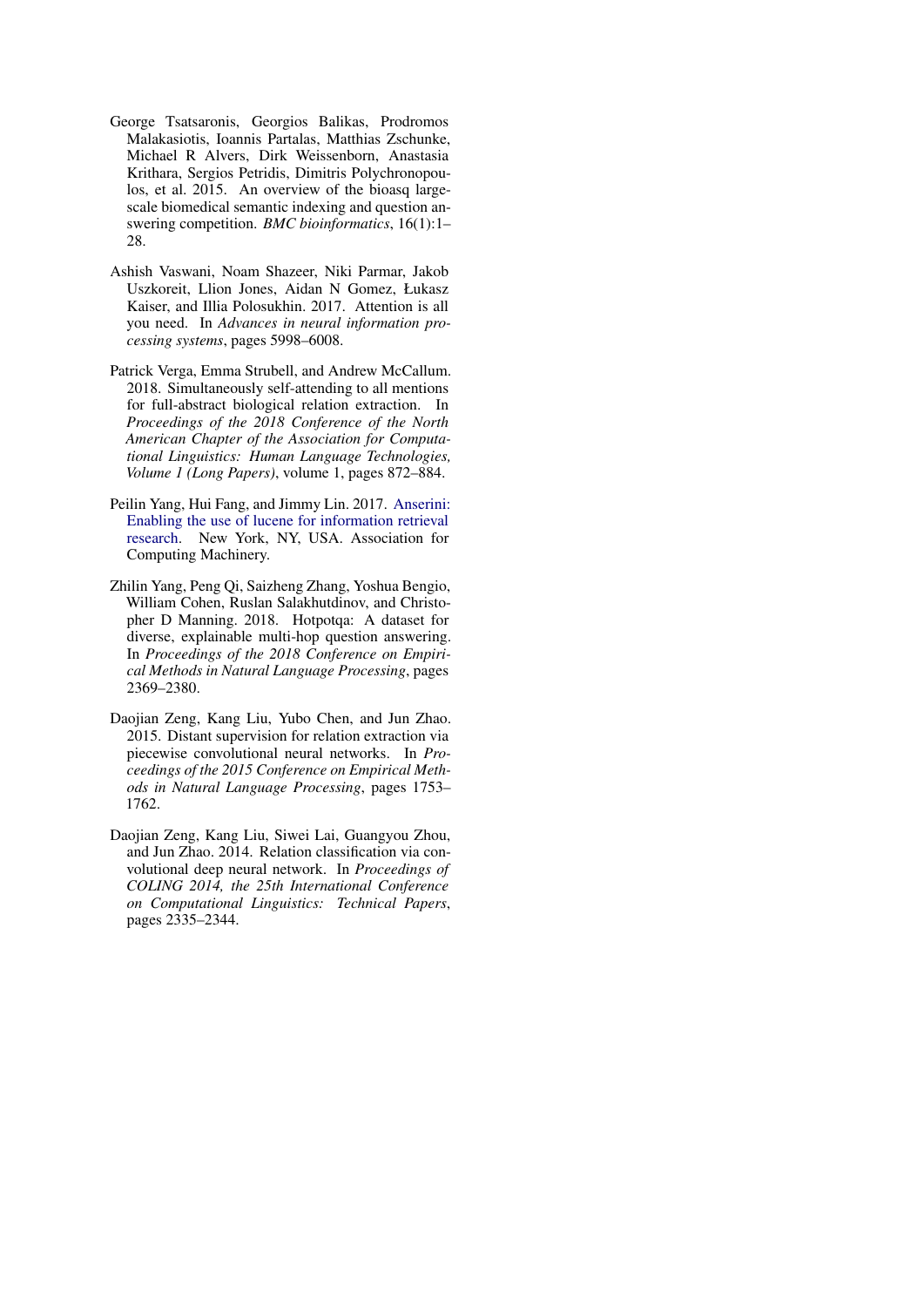George Tsatsaronis, Georgios Balikas, Prodromos Malakasiotis, Ioannis Partalas, Matthias Zschunke, Michael R Alvers, Dirk Weissenborn, Anastasia Krithara, Sergios Petridis, Dimitris Polychronopoulos, et al. 2015. An overview of the bioasq large-scale biomedical semantic indexing and question answering competition. *BMC bioinformatics*, 16(1):1–28.

Ashish Vaswani, Noam Shazeer, Niki Parmar, Jakob Uszkoreit, Llion Jones, Aidan N Gomez, Łukasz Kaiser, and Illia Polosukhin. 2017. Attention is all you need. In *Advances in neural information processing systems*, pages 5998–6008.

Patrick Verga, Emma Strubell, and Andrew McCallum. 2018. Simultaneously self-attending to all mentions for full-abstract biological relation extraction. In *Proceedings of the 2018 Conference of the North American Chapter of the Association for Computational Linguistics: Human Language Technologies, Volume 1 (Long Papers)*, volume 1, pages 872–884.

Peilin Yang, Hui Fang, and Jimmy Lin. 2017. Anserini: Enabling the use of lucene for information retrieval research. New York, NY, USA. Association for Computing Machinery.

Zhilin Yang, Peng Qi, Saizheng Zhang, Yoshua Bengio, William Cohen, Ruslan Salakhutdinov, and Christopher D Manning. 2018. Hotpotqa: A dataset for diverse, explainable multi-hop question answering. In *Proceedings of the 2018 Conference on Empirical Methods in Natural Language Processing*, pages 2369–2380.

Daojian Zeng, Kang Liu, Yubo Chen, and Jun Zhao. 2015. Distant supervision for relation extraction via piecewise convolutional neural networks. In *Proceedings of the 2015 Conference on Empirical Methods in Natural Language Processing*, pages 1753–1762.

Daojian Zeng, Kang Liu, Siwei Lai, Guangyou Zhou, and Jun Zhao. 2014. Relation classification via convolutional deep neural network. In *Proceedings of COLING 2014, the 25th International Conference on Computational Linguistics: Technical Papers*, pages 2335–2344.